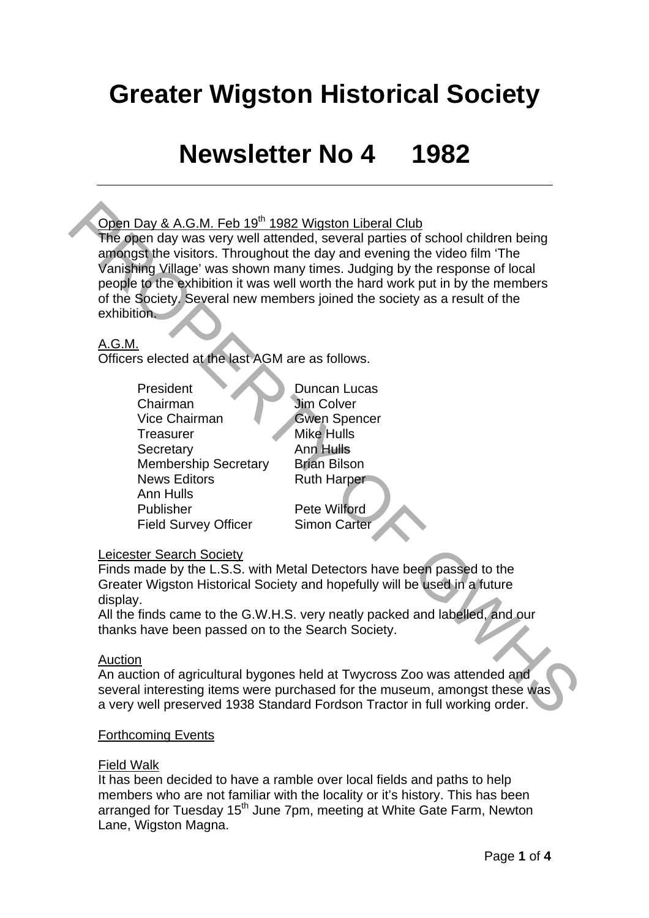# Greater Wigston Historical Society

# Newsletter No 4 1982

Open Day & A.G.M. Feb 19th 1982 Wigston Liberal Club

The open day was very well attended, several parties of school children being amongst the visitors. Throughout the day and evening the video film 'The Vanishing Village' was shown many times. Judging by the response of local people to the exhibition it was well worth the hard work put in by the members of the Society. Several new members joined the society as a result of the exhibition.

A.G.M.

Officers elected at the last AGM are as follows.

| | |
|---|---|
| President | Duncan Lucas |
| Chairman | Jim Colver |
| Vice Chairman | Gwen Spencer |
| Treasurer | Mike Hulls |
| Secretary | Ann Hulls |
| Membership Secretary | Brian Bilson |
| News Editors | Ruth Harper |
| Ann Hulls | |
| Publisher | Pete Wilford |
| Field Survey Officer | Simon Carter |

Leicester Search Society

Finds made by the L.S.S. with Metal Detectors have been passed to the Greater Wigston Historical Society and hopefully will be used in a future display.

All the finds came to the G.W.H.S. very neatly packed and labelled, and our thanks have been passed on to the Search Society.

Auction

An auction of agricultural bygones held at Twycross Zoo was attended and several interesting items were purchased for the museum, amongst these was a very well preserved 1938 Standard Fordson Tractor in full working order.

Forthcoming Events

Field Walk

It has been decided to have a ramble over local fields and paths to help members who are not familiar with the locality or it's history. This has been arranged for Tuesday 15th June 7pm, meeting at White Gate Farm, Newton Lane, Wigston Magna.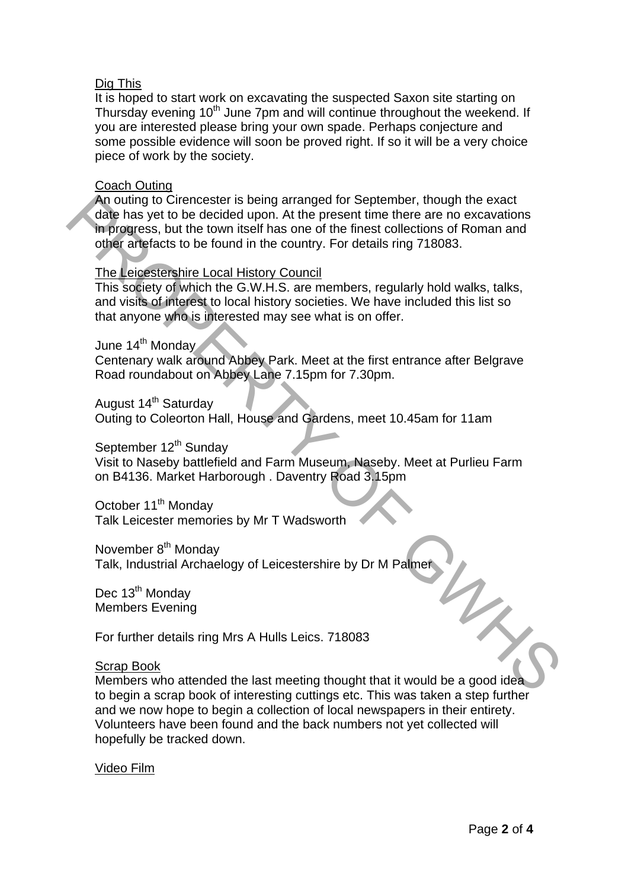## Dig This

It is hoped to start work on excavating the suspected Saxon site starting on Thursday evening 10th June 7pm and will continue throughout the weekend. If you are interested please bring your own spade. Perhaps conjecture and some possible evidence will soon be proved right. If so it will be a very choice piece of work by the society.

## Coach Outing

An outing to Cirencester is being arranged for September, though the exact date has yet to be decided upon. At the present time there are no excavations in progress, but the town itself has one of the finest collections of Roman and other artefacts to be found in the country. For details ring 718083.

## The Leicestershire Local History Council

This society of which the G.W.H.S. are members, regularly hold walks, talks, and visits of interest to local history societies. We have included this list so that anyone who is interested may see what is on offer.

June 14th Monday
Centenary walk around Abbey Park. Meet at the first entrance after Belgrave Road roundabout on Abbey Lane 7.15pm for 7.30pm.

August 14th Saturday
Outing to Coleorton Hall, House and Gardens, meet 10.45am for 11am

September 12th Sunday
Visit to Naseby battlefield and Farm Museum, Naseby. Meet at Purlieu Farm on B4136. Market Harborough . Daventry Road 3.15pm

October 11th Monday
Talk Leicester memories by Mr T Wadsworth

November 8th Monday
Talk, Industrial Archaelogy of Leicestershire by Dr M Palmer

Dec 13th Monday
Members Evening

For further details ring Mrs A Hulls Leics. 718083

## Scrap Book

Members who attended the last meeting thought that it would be a good idea to begin a scrap book of interesting cuttings etc. This was taken a step further and we now hope to begin a collection of local newspapers in their entirety. Volunteers have been found and the back numbers not yet collected will hopefully be tracked down.

## Video Film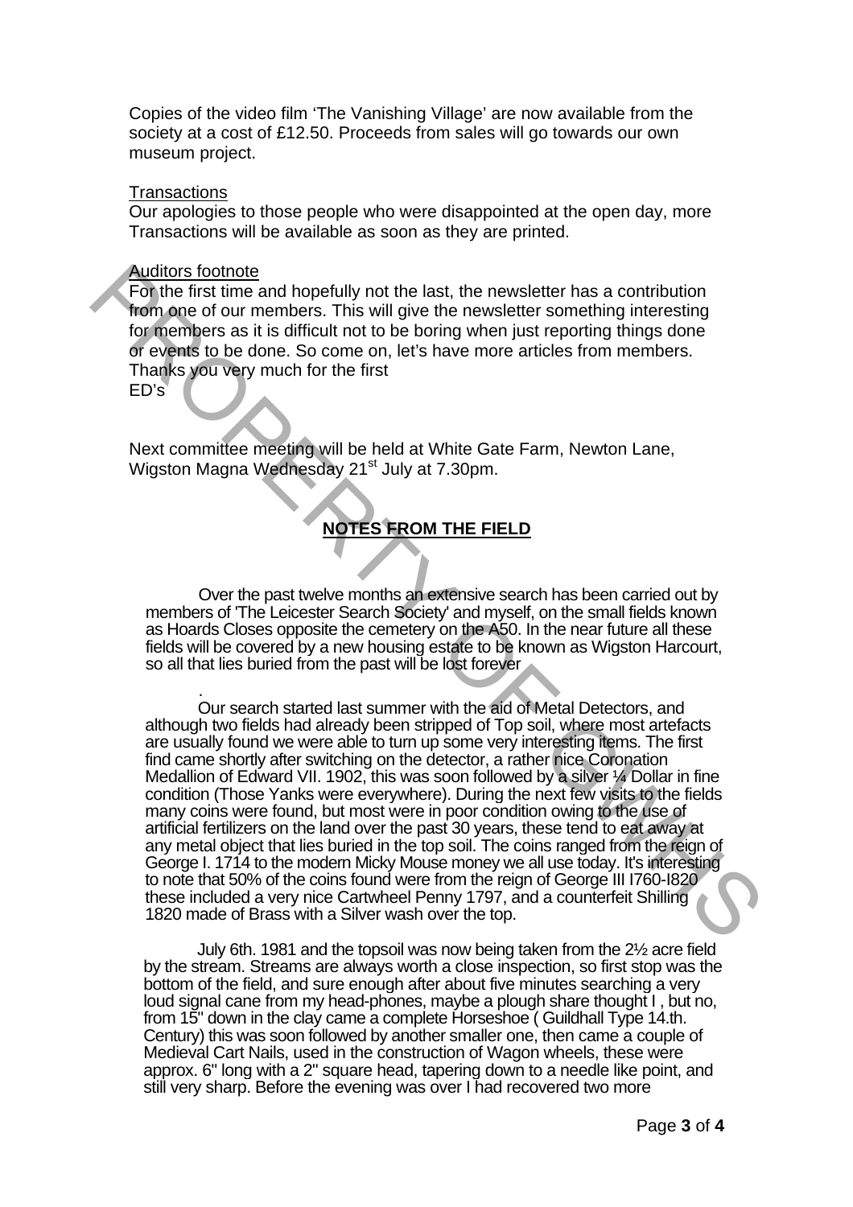Copies of the video film 'The Vanishing Village' are now available from the society at a cost of £12.50. Proceeds from sales will go towards our own museum project.

Transactions

Our apologies to those people who were disappointed at the open day, more Transactions will be available as soon as they are printed.

Auditors footnote

For the first time and hopefully not the last, the newsletter has a contribution from one of our members. This will give the newsletter something interesting for members as it is difficult not to be boring when just reporting things done or events to be done. So come on, let's have more articles from members. Thanks you very much for the first

ED's

Next committee meeting will be held at White Gate Farm, Newton Lane, Wigston Magna Wednesday 21st July at 7.30pm.

## NOTES FROM THE FIELD

Over the past twelve months an extensive search has been carried out by members of 'The Leicester Search Society' and myself, on the small fields known as Hoards Closes opposite the cemetery on the A50. In the near future all these fields will be covered by a new housing estate to be known as Wigston Harcourt, so all that lies buried from the past will be lost forever

.

Our search started last summer with the aid of Metal Detectors, and although two fields had already been stripped of Top soil, where most artefacts are usually found we were able to turn up some very interesting items. The first find came shortly after switching on the detector, a rather nice Coronation Medallion of Edward VII. 1902, this was soon followed by a silver ¼ Dollar in fine condition (Those Yanks were everywhere). During the next few visits to the fields many coins were found, but most were in poor condition owing to the use of artificial fertilizers on the land over the past 30 years, these tend to eat away at any metal object that lies buried in the top soil. The coins ranged from the reign of George I. 1714 to the modern Micky Mouse money we all use today. It's interesting to note that 50% of the coins found were from the reign of George III I760-I820 these included a very nice Cartwheel Penny 1797, and a counterfeit Shilling 1820 made of Brass with a Silver wash over the top.

July 6th. 1981 and the topsoil was now being taken from the 2½ acre field by the stream. Streams are always worth a close inspection, so first stop was the bottom of the field, and sure enough after about five minutes searching a very loud signal cane from my head-phones, maybe a plough share thought I , but no, from 15" down in the clay came a complete Horseshoe ( Guildhall Type 14.th. Century) this was soon followed by another smaller one, then came a couple of Medieval Cart Nails, used in the construction of Wagon wheels, these were approx. 6" long with a 2" square head, tapering down to a needle like point, and still very sharp. Before the evening was over I had recovered two more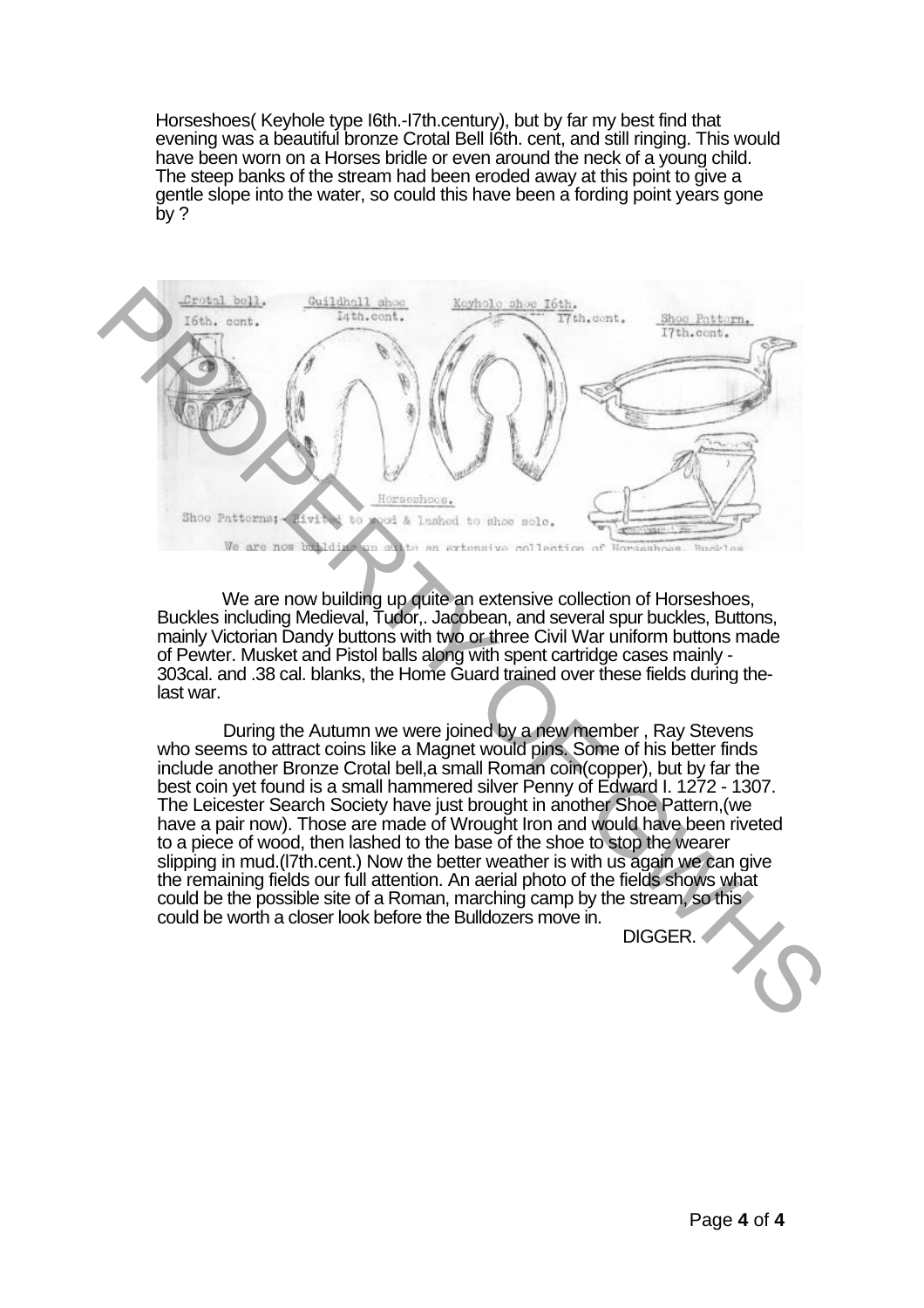Horseshoes( Keyhole type I6th.-I7th.century), but by far my best find that evening was a beautiful bronze Crotal Bell I6th. cent, and still ringing. This would have been worn on a Horses bridle or even around the neck of a young child. The steep banks of the stream had been eroded away at this point to give a gentle slope into the water, so could this have been a fording point years gone by ?

Crotal bell. I6th. cent.

Guildhall shoe I4th.cent.

Keyhole shoe I6th. I7th.cent.

Shoe Pattern. I7th.cent.

Horseshoes.

Shoe Patterns; - Rivited to wood & lashed to shoe sole.

We are now building up quite an extensive collection of Horseshoes, Buckles including Medieval, Tudor,. Jacobean, and several spur buckles, Buttons, mainly Victorian Dandy buttons with two or three Civil War uniform buttons made of Pewter. Musket and Pistol balls along with spent cartridge cases mainly - 303cal. and .38 cal. blanks, the Home Guard trained over these fields during the-last war.

During the Autumn we were joined by a new member , Ray Stevens who seems to attract coins like a Magnet would pins. Some of his better finds include another Bronze Crotal bell,a small Roman coin(copper), but by far the best coin yet found is a small hammered silver Penny of Edward I. 1272 - 1307. The Leicester Search Society have just brought in another Shoe Pattern,(we have a pair now). Those are made of Wrought Iron and would have been riveted to a piece of wood, then lashed to the base of the shoe to stop the wearer slipping in mud.(l7th.cent.) Now the better weather is with us again we can give the remaining fields our full attention. An aerial photo of the fields shows what could be the possible site of a Roman, marching camp by the stream, so this could be worth a closer look before the Bulldozers move in.

DIGGER.